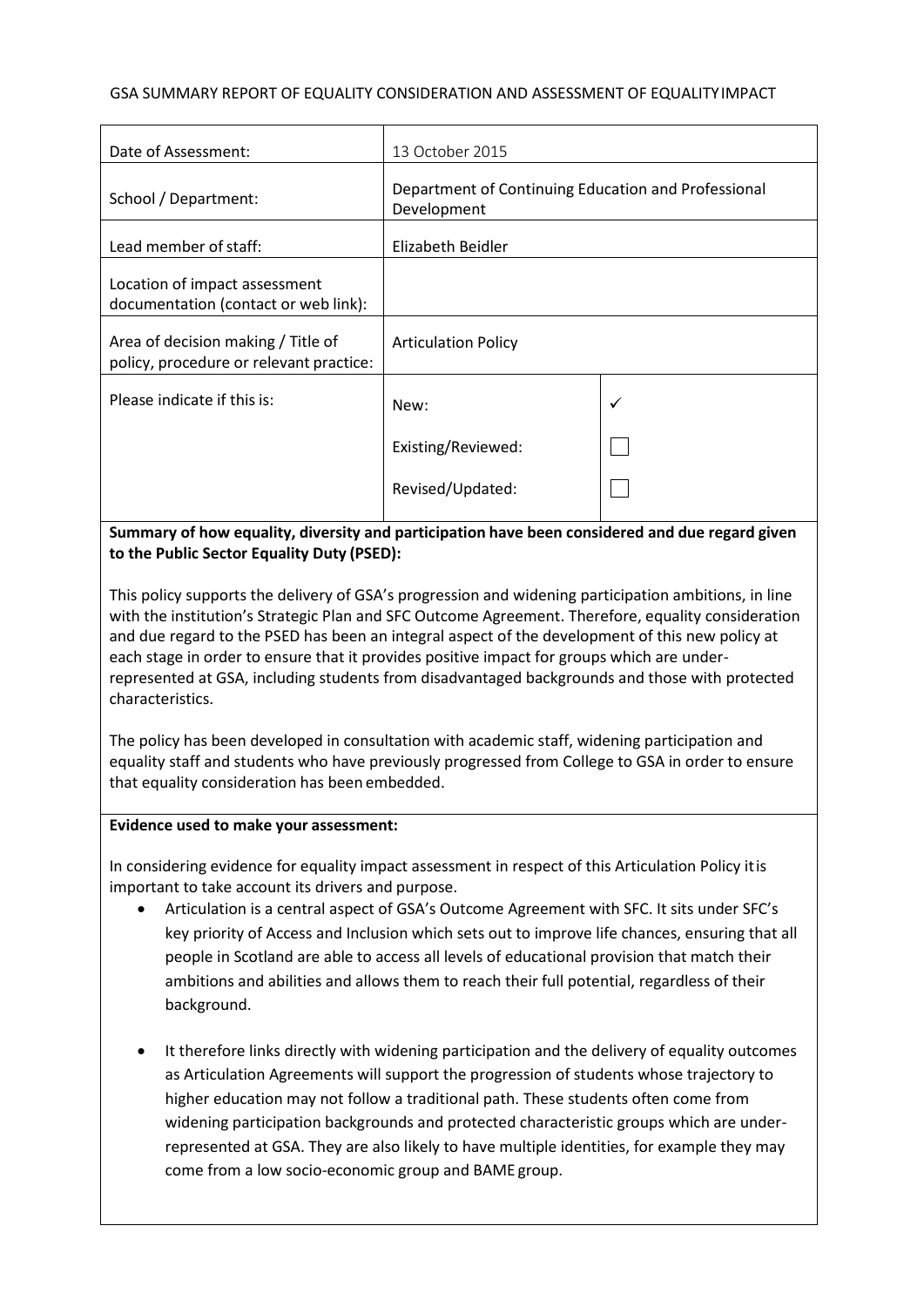GSA SUMMARY REPORT OF EQUALITY CONSIDERATION AND ASSESSMENT OF EQUALITY IMPACT

| | | |
|---|---|---|
| Date of Assessment: | 13 October 2015 | |
| School / Department: | Department of Continuing Education and Professional Development | |
| Lead member of staff: | Elizabeth Beidler | |
| Location of impact assessment documentation (contact or web link): | | |
| Area of decision making / Title of policy, procedure or relevant practice: | Articulation Policy | |
| Please indicate if this is: | New: | ✓ |
| | Existing/Reviewed: | ☐ |
| | Revised/Updated: | ☐ |

**Summary of how equality, diversity and participation have been considered and due regard given to the Public Sector Equality Duty (PSED):**

This policy supports the delivery of GSA's progression and widening participation ambitions, in line with the institution's Strategic Plan and SFC Outcome Agreement. Therefore, equality consideration and due regard to the PSED has been an integral aspect of the development of this new policy at each stage in order to ensure that it provides positive impact for groups which are under-represented at GSA, including students from disadvantaged backgrounds and those with protected characteristics.

The policy has been developed in consultation with academic staff, widening participation and equality staff and students who have previously progressed from College to GSA in order to ensure that equality consideration has been embedded.

**Evidence used to make your assessment:**

In considering evidence for equality impact assessment in respect of this Articulation Policy it is important to take account its drivers and purpose.

- Articulation is a central aspect of GSA's Outcome Agreement with SFC. It sits under SFC's key priority of Access and Inclusion which sets out to improve life chances, ensuring that all people in Scotland are able to access all levels of educational provision that match their ambitions and abilities and allows them to reach their full potential, regardless of their background.

- It therefore links directly with widening participation and the delivery of equality outcomes as Articulation Agreements will support the progression of students whose trajectory to higher education may not follow a traditional path. These students often come from widening participation backgrounds and protected characteristic groups which are under-represented at GSA. They are also likely to have multiple identities, for example they may come from a low socio-economic group and BAME group.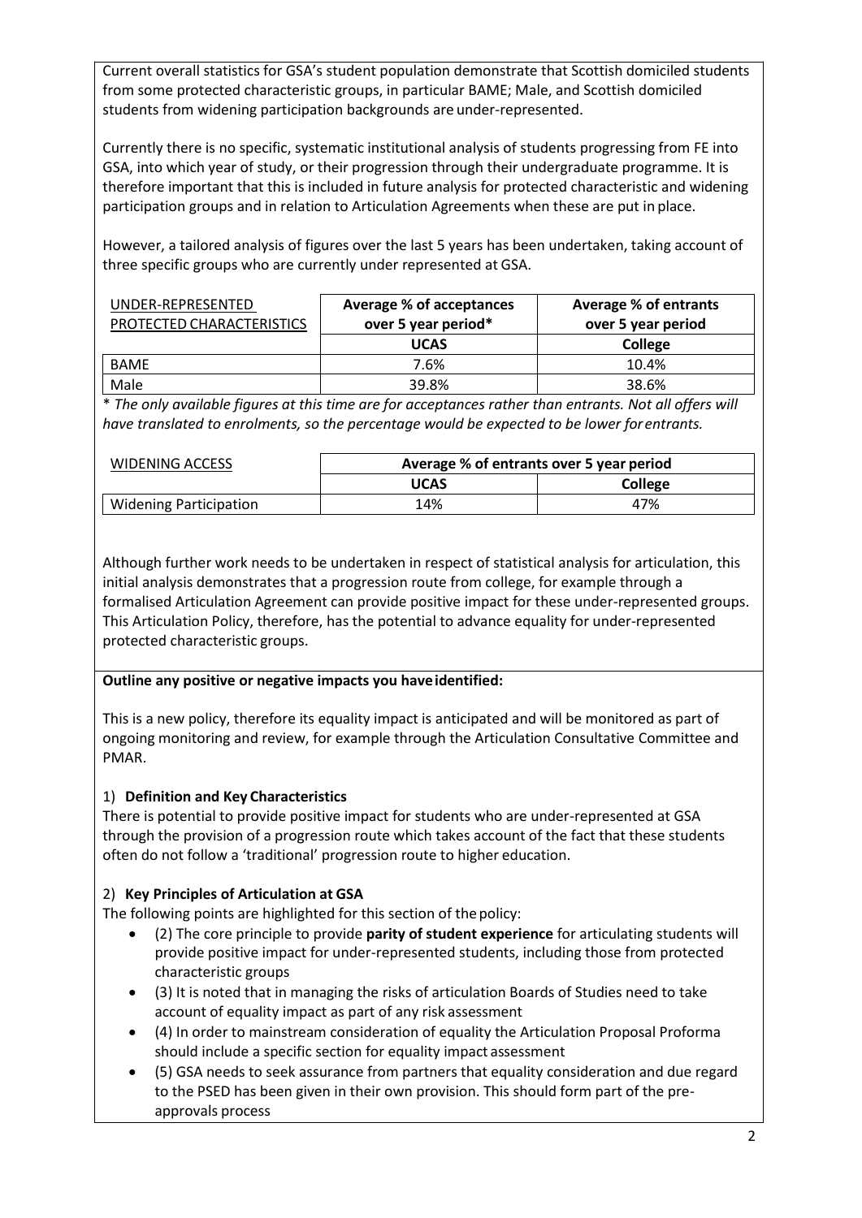Current overall statistics for GSA's student population demonstrate that Scottish domiciled students from some protected characteristic groups, in particular BAME; Male, and Scottish domiciled students from widening participation backgrounds are under-represented.

Currently there is no specific, systematic institutional analysis of students progressing from FE into GSA, into which year of study, or their progression through their undergraduate programme. It is therefore important that this is included in future analysis for protected characteristic and widening participation groups and in relation to Articulation Agreements when these are put in place.

However, a tailored analysis of figures over the last 5 years has been undertaken, taking account of three specific groups who are currently under represented at GSA.

| UNDER-REPRESENTED PROTECTED CHARACTERISTICS | Average % of acceptances over 5 year period* | Average % of entrants over 5 year period |
|---|---|---|
| | **UCAS** | **College** |
| BAME | 7.6% | 10.4% |
| Male | 39.8% | 38.6% |

\* *The only available figures at this time are for acceptances rather than entrants. Not all offers will have translated to enrolments, so the percentage would be expected to be lower for entrants.*

| WIDENING ACCESS | Average % of entrants over 5 year period | |
|---|---|---|
| | **UCAS** | **College** |
| Widening Participation | 14% | 47% |

Although further work needs to be undertaken in respect of statistical analysis for articulation, this initial analysis demonstrates that a progression route from college, for example through a formalised Articulation Agreement can provide positive impact for these under-represented groups. This Articulation Policy, therefore, has the potential to advance equality for under-represented protected characteristic groups.

**Outline any positive or negative impacts you have identified:**

This is a new policy, therefore its equality impact is anticipated and will be monitored as part of ongoing monitoring and review, for example through the Articulation Consultative Committee and PMAR.

1) **Definition and Key Characteristics**

There is potential to provide positive impact for students who are under-represented at GSA through the provision of a progression route which takes account of the fact that these students often do not follow a 'traditional' progression route to higher education.

2) **Key Principles of Articulation at GSA**

The following points are highlighted for this section of the policy:

- (2) The core principle to provide **parity of student experience** for articulating students will provide positive impact for under-represented students, including those from protected characteristic groups
- (3) It is noted that in managing the risks of articulation Boards of Studies need to take account of equality impact as part of any risk assessment
- (4) In order to mainstream consideration of equality the Articulation Proposal Proforma should include a specific section for equality impact assessment
- (5) GSA needs to seek assurance from partners that equality consideration and due regard to the PSED has been given in their own provision. This should form part of the pre-approvals process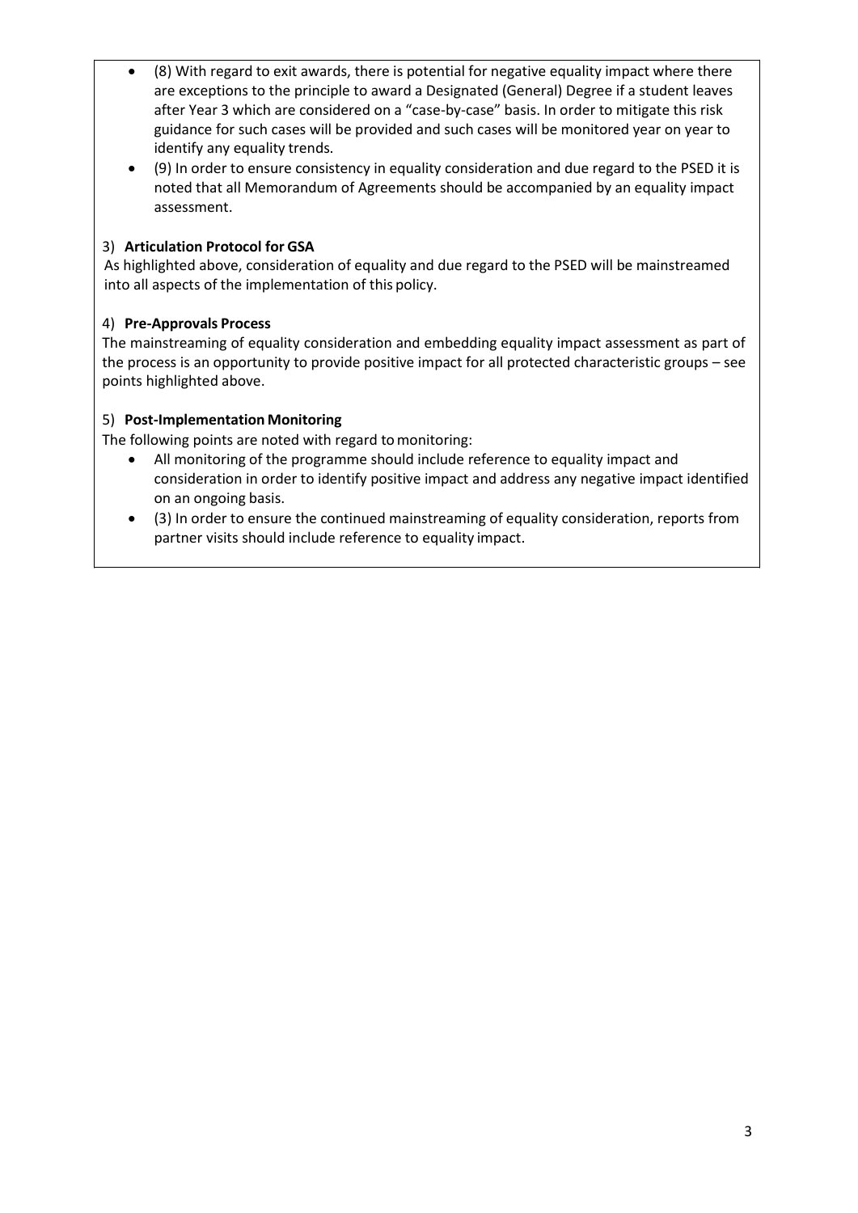- (8) With regard to exit awards, there is potential for negative equality impact where there are exceptions to the principle to award a Designated (General) Degree if a student leaves after Year 3 which are considered on a "case-by-case" basis. In order to mitigate this risk guidance for such cases will be provided and such cases will be monitored year on year to identify any equality trends.
- (9) In order to ensure consistency in equality consideration and due regard to the PSED it is noted that all Memorandum of Agreements should be accompanied by an equality impact assessment.

3) **Articulation Protocol for GSA**

As highlighted above, consideration of equality and due regard to the PSED will be mainstreamed into all aspects of the implementation of this policy.

4) **Pre-Approvals Process**

The mainstreaming of equality consideration and embedding equality impact assessment as part of the process is an opportunity to provide positive impact for all protected characteristic groups – see points highlighted above.

5) **Post-Implementation Monitoring**

The following points are noted with regard to monitoring:

- All monitoring of the programme should include reference to equality impact and consideration in order to identify positive impact and address any negative impact identified on an ongoing basis.
- (3) In order to ensure the continued mainstreaming of equality consideration, reports from partner visits should include reference to equality impact.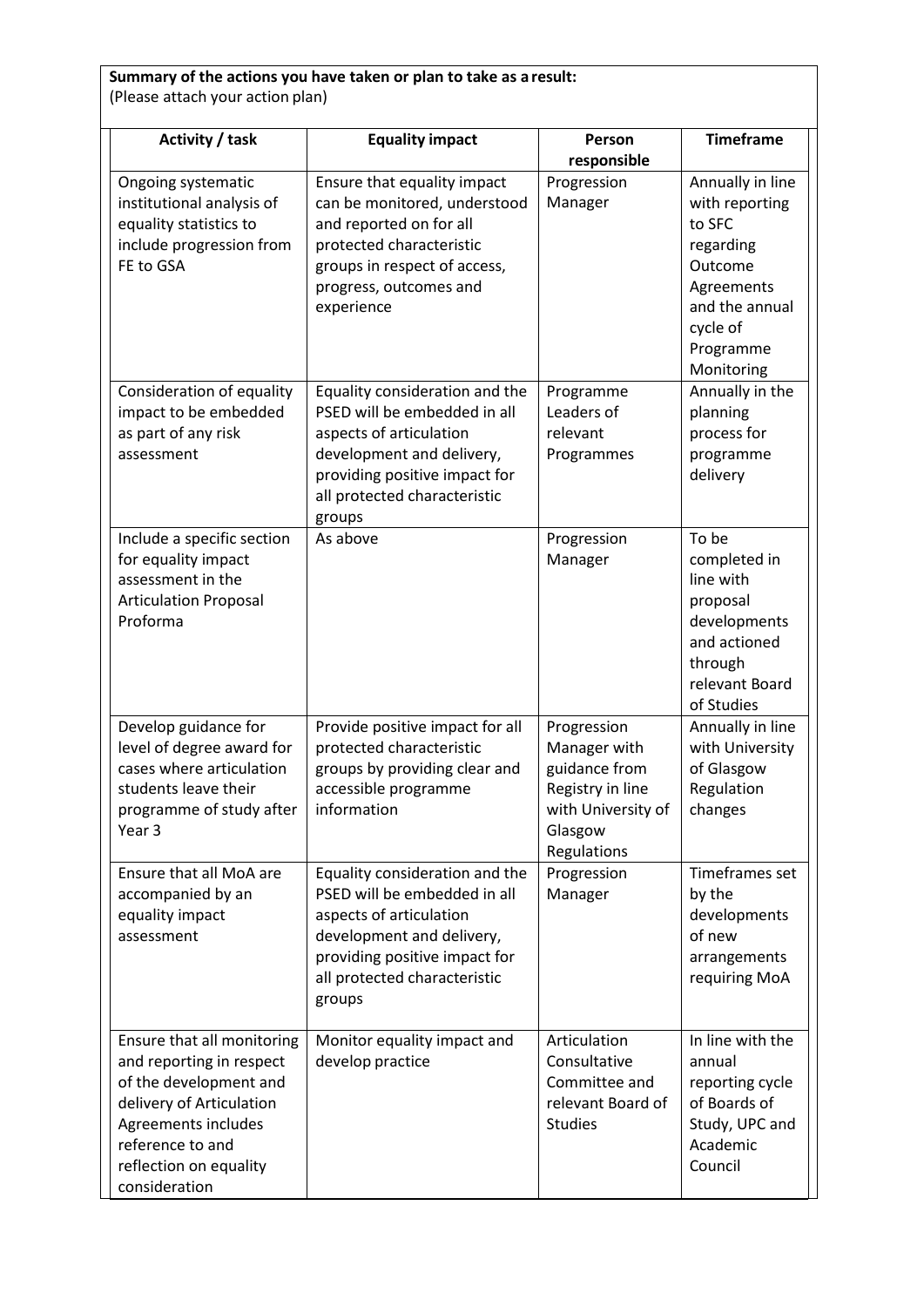**Summary of the actions you have taken or plan to take as a result:**
(Please attach your action plan)

| Activity / task | Equality impact | Person responsible | Timeframe |
|---|---|---|---|
| Ongoing systematic institutional analysis of equality statistics to include progression from FE to GSA | Ensure that equality impact can be monitored, understood and reported on for all protected characteristic groups in respect of access, progress, outcomes and experience | Progression Manager | Annually in line with reporting to SFC regarding Outcome Agreements and the annual cycle of Programme Monitoring |
| Consideration of equality impact to be embedded as part of any risk assessment | Equality consideration and the PSED will be embedded in all aspects of articulation development and delivery, providing positive impact for all protected characteristic groups | Programme Leaders of relevant Programmes | Annually in the planning process for programme delivery |
| Include a specific section for equality impact assessment in the Articulation Proposal Proforma | As above | Progression Manager | To be completed in line with proposal developments and actioned through relevant Board of Studies |
| Develop guidance for level of degree award for cases where articulation students leave their programme of study after Year 3 | Provide positive impact for all protected characteristic groups by providing clear and accessible programme information | Progression Manager with guidance from Registry in line with University of Glasgow Regulations | Annually in line with University of Glasgow Regulation changes |
| Ensure that all MoA are accompanied by an equality impact assessment | Equality consideration and the PSED will be embedded in all aspects of articulation development and delivery, providing positive impact for all protected characteristic groups | Progression Manager | Timeframes set by the developments of new arrangements requiring MoA |
| Ensure that all monitoring and reporting in respect of the development and delivery of Articulation Agreements includes reference to and reflection on equality consideration | Monitor equality impact and develop practice | Articulation Consultative Committee and relevant Board of Studies | In line with the annual reporting cycle of Boards of Study, UPC and Academic Council |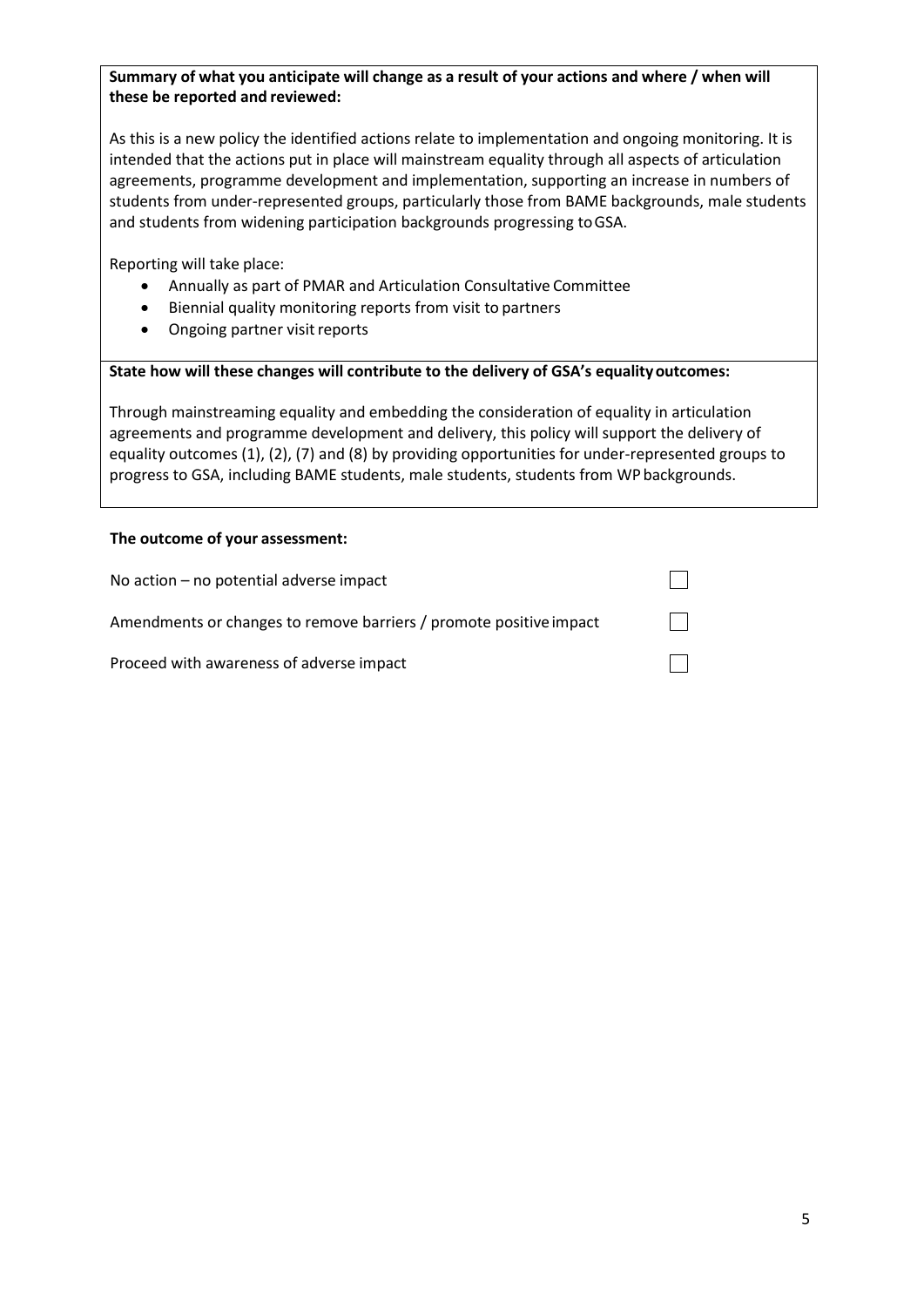**Summary of what you anticipate will change as a result of your actions and where / when will these be reported and reviewed:**

As this is a new policy the identified actions relate to implementation and ongoing monitoring. It is intended that the actions put in place will mainstream equality through all aspects of articulation agreements, programme development and implementation, supporting an increase in numbers of students from under-represented groups, particularly those from BAME backgrounds, male students and students from widening participation backgrounds progressing to GSA.

Reporting will take place:

- Annually as part of PMAR and Articulation Consultative Committee
- Biennial quality monitoring reports from visit to partners
- Ongoing partner visit reports

**State how will these changes will contribute to the delivery of GSA's equality outcomes:**

Through mainstreaming equality and embedding the consideration of equality in articulation agreements and programme development and delivery, this policy will support the delivery of equality outcomes (1), (2), (7) and (8) by providing opportunities for under-represented groups to progress to GSA, including BAME students, male students, students from WP backgrounds.

**The outcome of your assessment:**

| | |
|---|---|
| No action – no potential adverse impact | ☐ |
| Amendments or changes to remove barriers / promote positive impact | ☐ |
| Proceed with awareness of adverse impact | ☐ |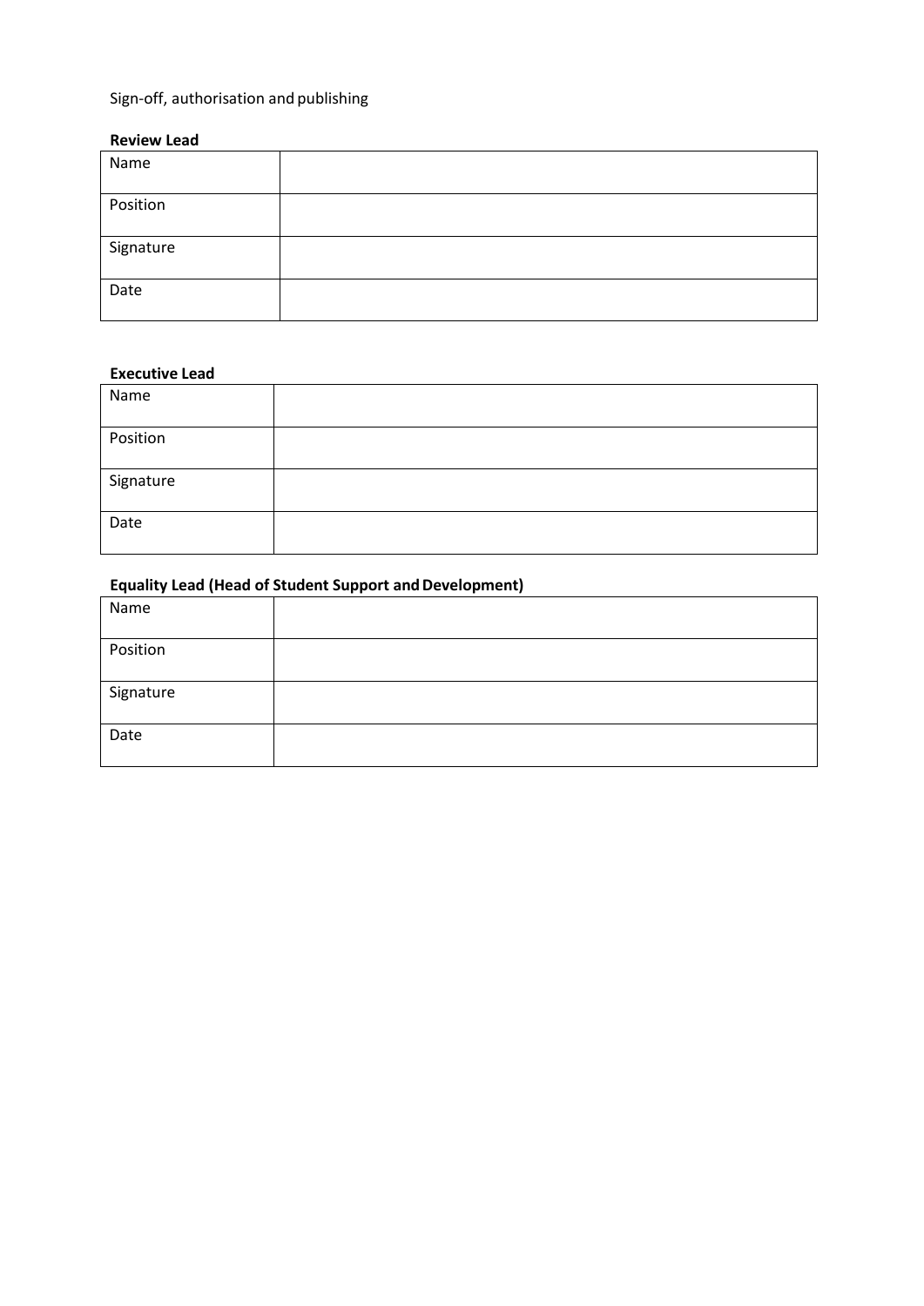Sign-off, authorisation and publishing

**Review Lead**

| | |
|---|---|
| Name | |
| Position | |
| Signature | |
| Date | |

**Executive Lead**

| | |
|---|---|
| Name | |
| Position | |
| Signature | |
| Date | |

**Equality Lead (Head of Student Support and Development)**

| | |
|---|---|
| Name | |
| Position | |
| Signature | |
| Date | |